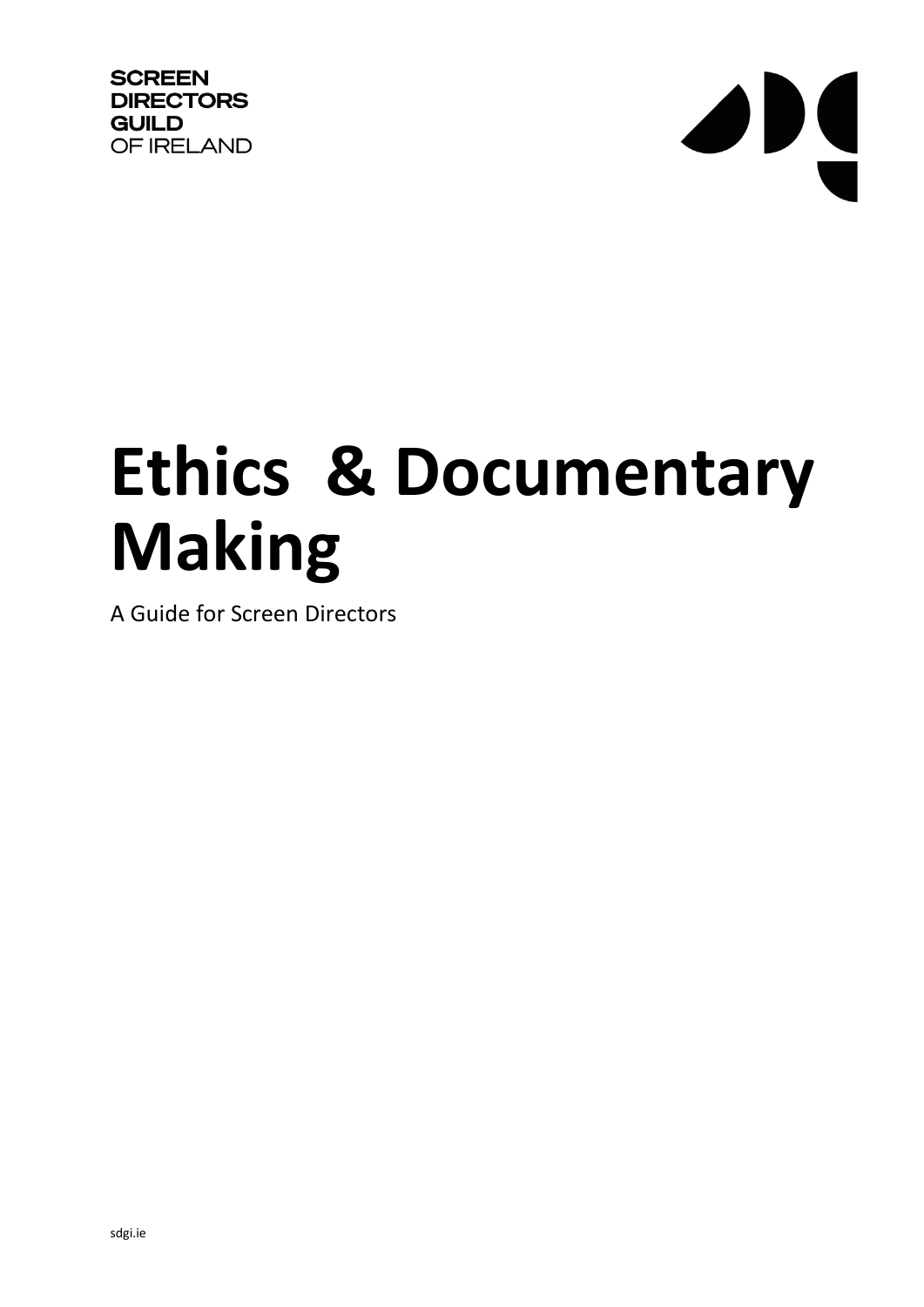SCREEN
DIRECTORS
GUILD
OF IRELAND

# Ethics & Documentary Making

A Guide for Screen Directors

sdgi.ie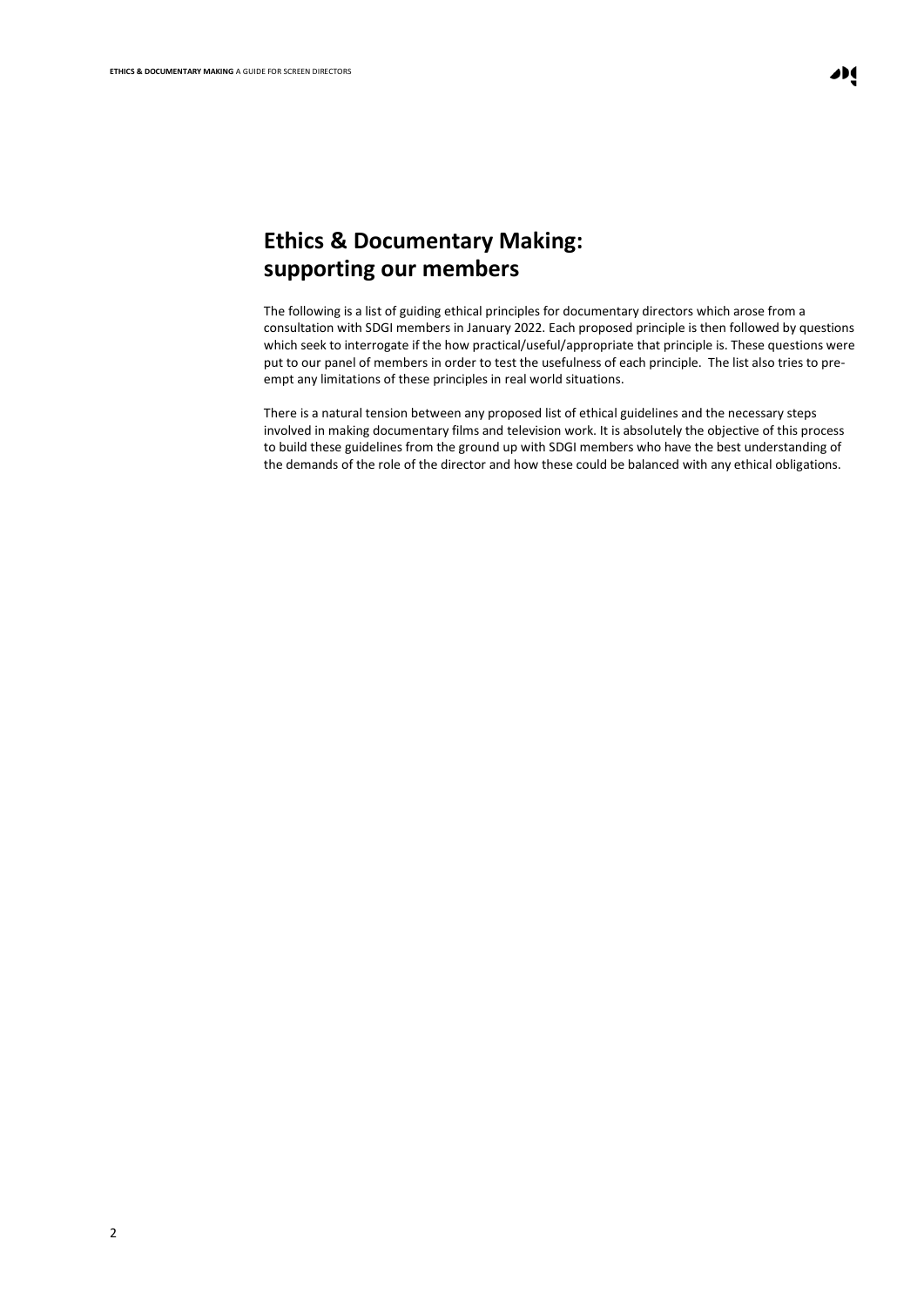## Ethics & Documentary Making: supporting our members

The following is a list of guiding ethical principles for documentary directors which arose from a consultation with SDGI members in January 2022. Each proposed principle is then followed by questions which seek to interrogate if the how practical/useful/appropriate that principle is. These questions were put to our panel of members in order to test the usefulness of each principle. The list also tries to pre-empt any limitations of these principles in real world situations.

There is a natural tension between any proposed list of ethical guidelines and the necessary steps involved in making documentary films and television work. It is absolutely the objective of this process to build these guidelines from the ground up with SDGI members who have the best understanding of the demands of the role of the director and how these could be balanced with any ethical obligations.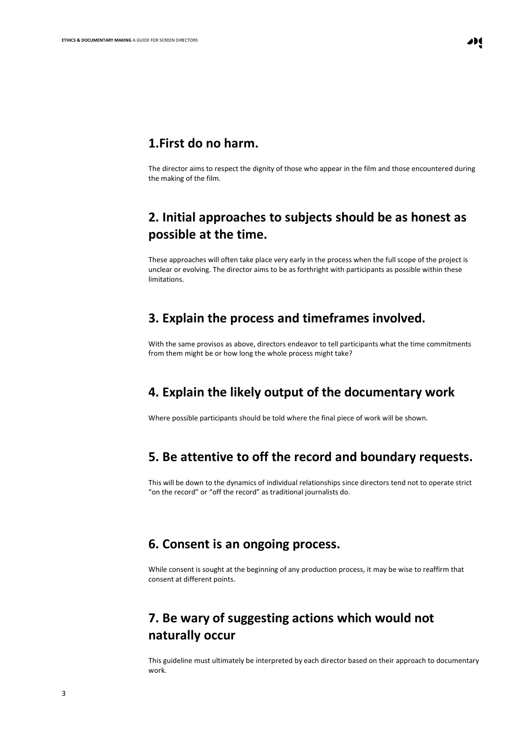## 1.First do no harm.

The director aims to respect the dignity of those who appear in the film and those encountered during the making of the film.

## 2. Initial approaches to subjects should be as honest as possible at the time.

These approaches will often take place very early in the process when the full scope of the project is unclear or evolving. The director aims to be as forthright with participants as possible within these limitations.

## 3. Explain the process and timeframes involved.

With the same provisos as above, directors endeavor to tell participants what the time commitments from them might be or how long the whole process might take?

## 4. Explain the likely output of the documentary work

Where possible participants should be told where the final piece of work will be shown.

## 5. Be attentive to off the record and boundary requests.

This will be down to the dynamics of individual relationships since directors tend not to operate strict "on the record" or "off the record" as traditional journalists do.

## 6. Consent is an ongoing process.

While consent is sought at the beginning of any production process, it may be wise to reaffirm that consent at different points.

## 7. Be wary of suggesting actions which would not naturally occur

This guideline must ultimately be interpreted by each director based on their approach to documentary work.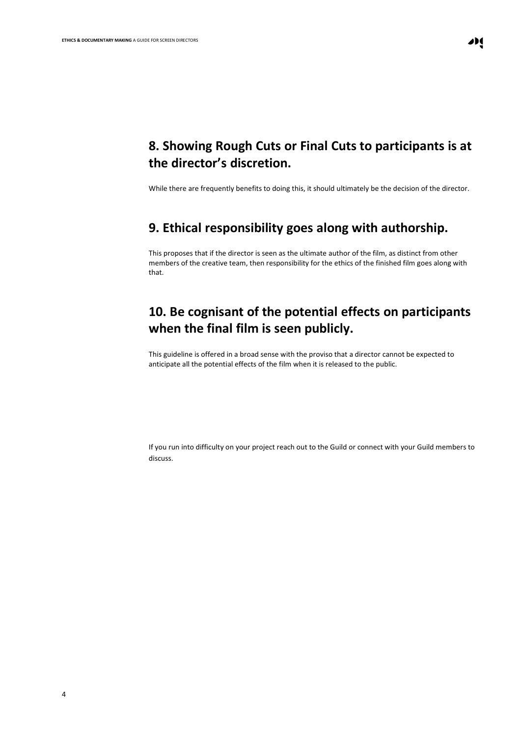## 8. Showing Rough Cuts or Final Cuts to participants is at the director's discretion.

While there are frequently benefits to doing this, it should ultimately be the decision of the director.

## 9. Ethical responsibility goes along with authorship.

This proposes that if the director is seen as the ultimate author of the film, as distinct from other members of the creative team, then responsibility for the ethics of the finished film goes along with that.

## 10. Be cognisant of the potential effects on participants when the final film is seen publicly.

This guideline is offered in a broad sense with the proviso that a director cannot be expected to anticipate all the potential effects of the film when it is released to the public.

If you run into difficulty on your project reach out to the Guild or connect with your Guild members to discuss.